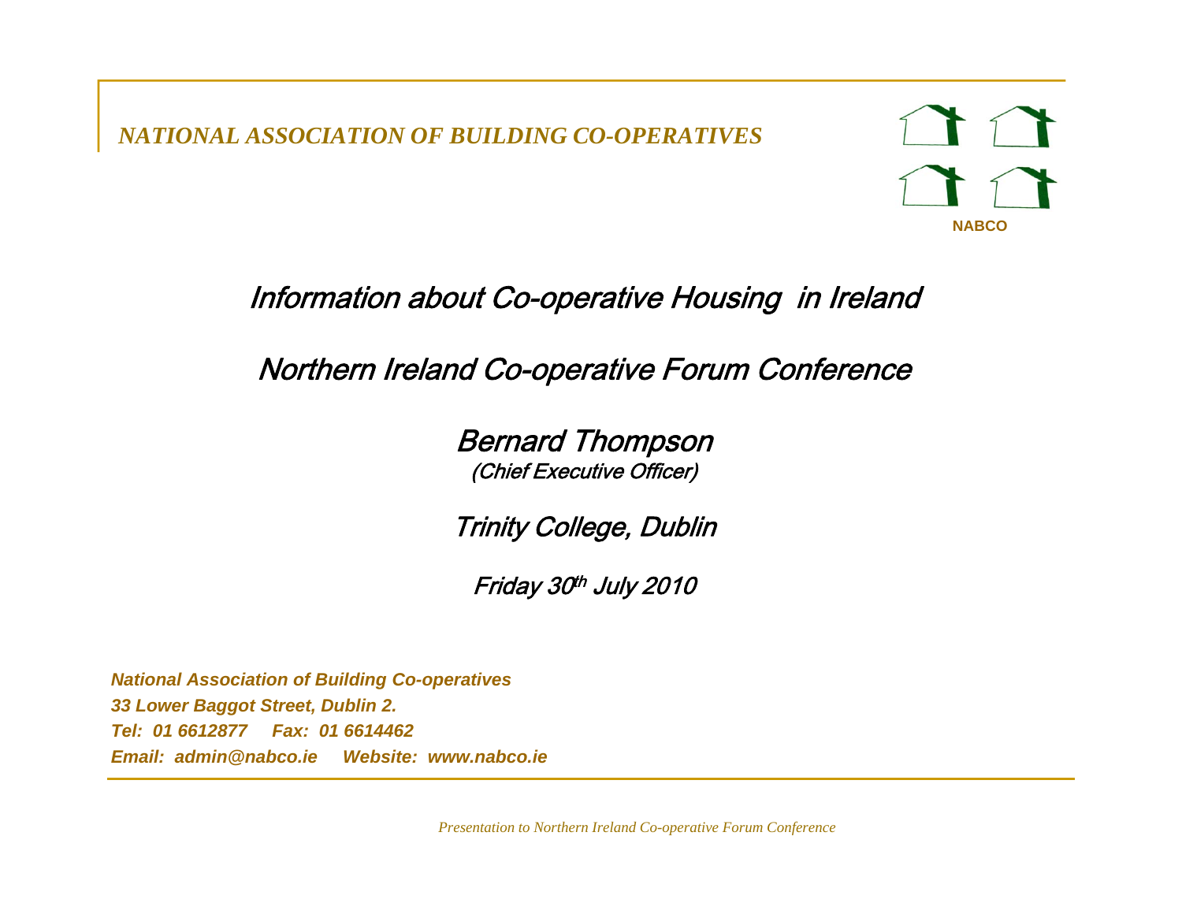*NATIONAL ASSOCIATION OF BUILDING CO-OPERATIVES*

**NABCO**

# Information about Co-operative Housing in Ireland

## Northern Ireland Co-operative Forum Conference

### Bernard Thompson

*(Chief Executive Officer)*

### Trinity College, Dublin

*Friday 30th July 2010*

***National Association of Building Co-operatives***
***33 Lower Baggot Street, Dublin 2.***
***Tel: 01 6612877 Fax: 01 6614462***
***Email: admin@nabco.ie Website: www.nabco.ie***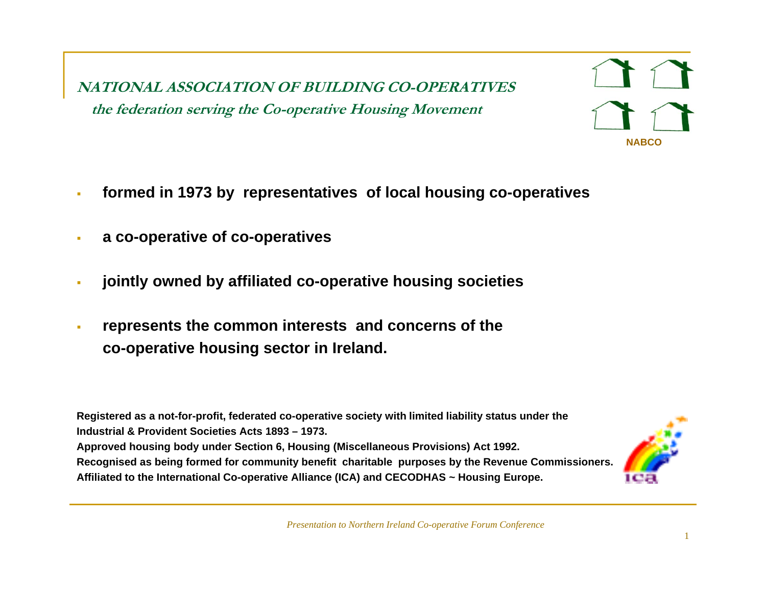# NATIONAL ASSOCIATION OF BUILDING CO-OPERATIVES

## the federation serving the Co-operative Housing Movement

NABCO

- **formed in 1973 by representatives of local housing co-operatives**
- **a co-operative of co-operatives**
- **jointly owned by affiliated co-operative housing societies**
- **represents the common interests and concerns of the co-operative housing sector in Ireland.**

**Registered as a not-for-profit, federated co-operative society with limited liability status under the Industrial & Provident Societies Acts 1893 – 1973.**
**Approved housing body under Section 6, Housing (Miscellaneous Provisions) Act 1992.**
**Recognised as being formed for community benefit charitable purposes by the Revenue Commissioners.**
**Affiliated to the International Co-operative Alliance (ICA) and CECODHAS ~ Housing Europe.**

ica

*Presentation to Northern Ireland Co-operative Forum Conference*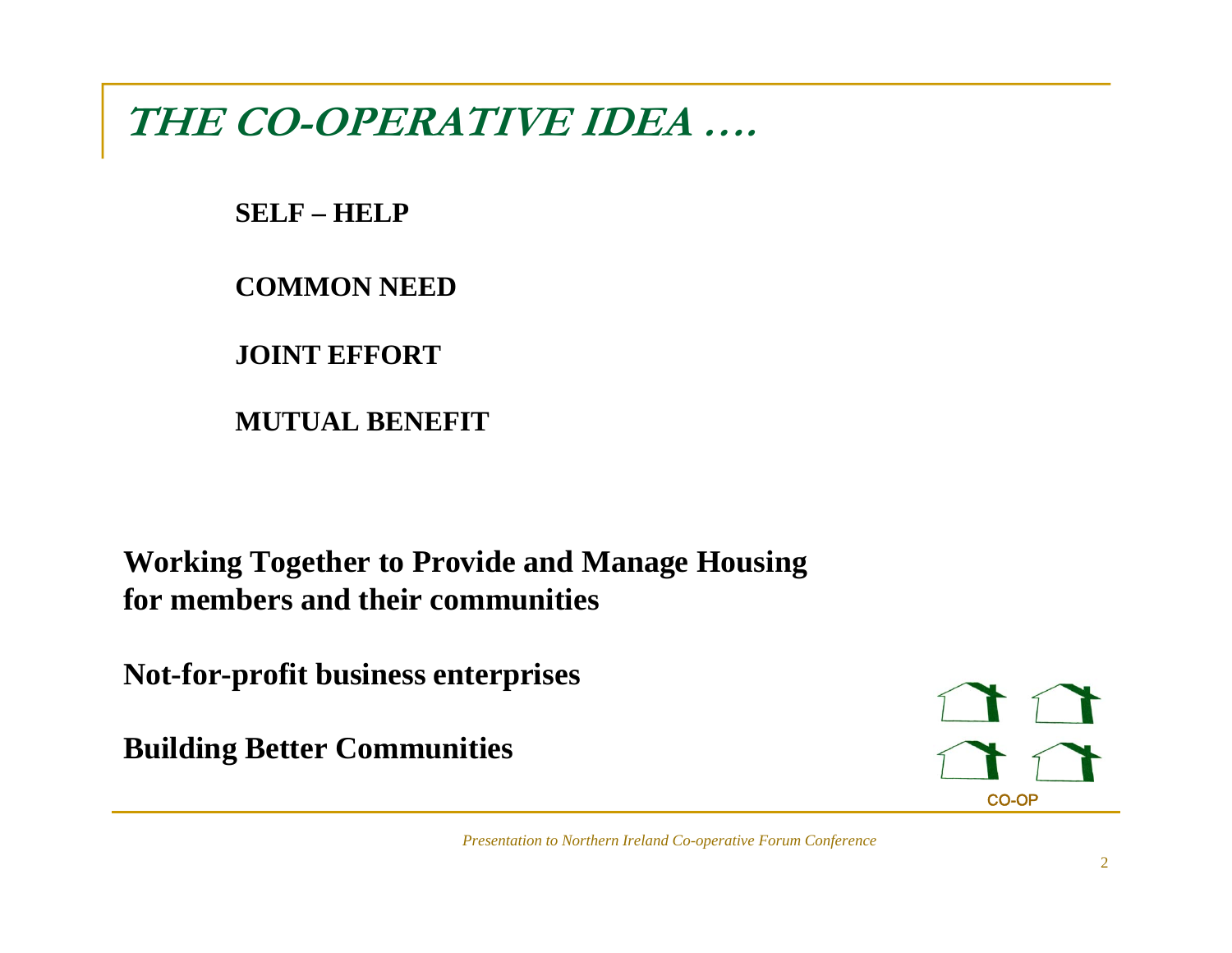# THE CO-OPERATIVE IDEA ….

**SELF – HELP**

**COMMON NEED**

**JOINT EFFORT**

**MUTUAL BENEFIT**

**Working Together to Provide and Manage Housing for members and their communities**

**Not-for-profit business enterprises**

**Building Better Communities**

CO-OP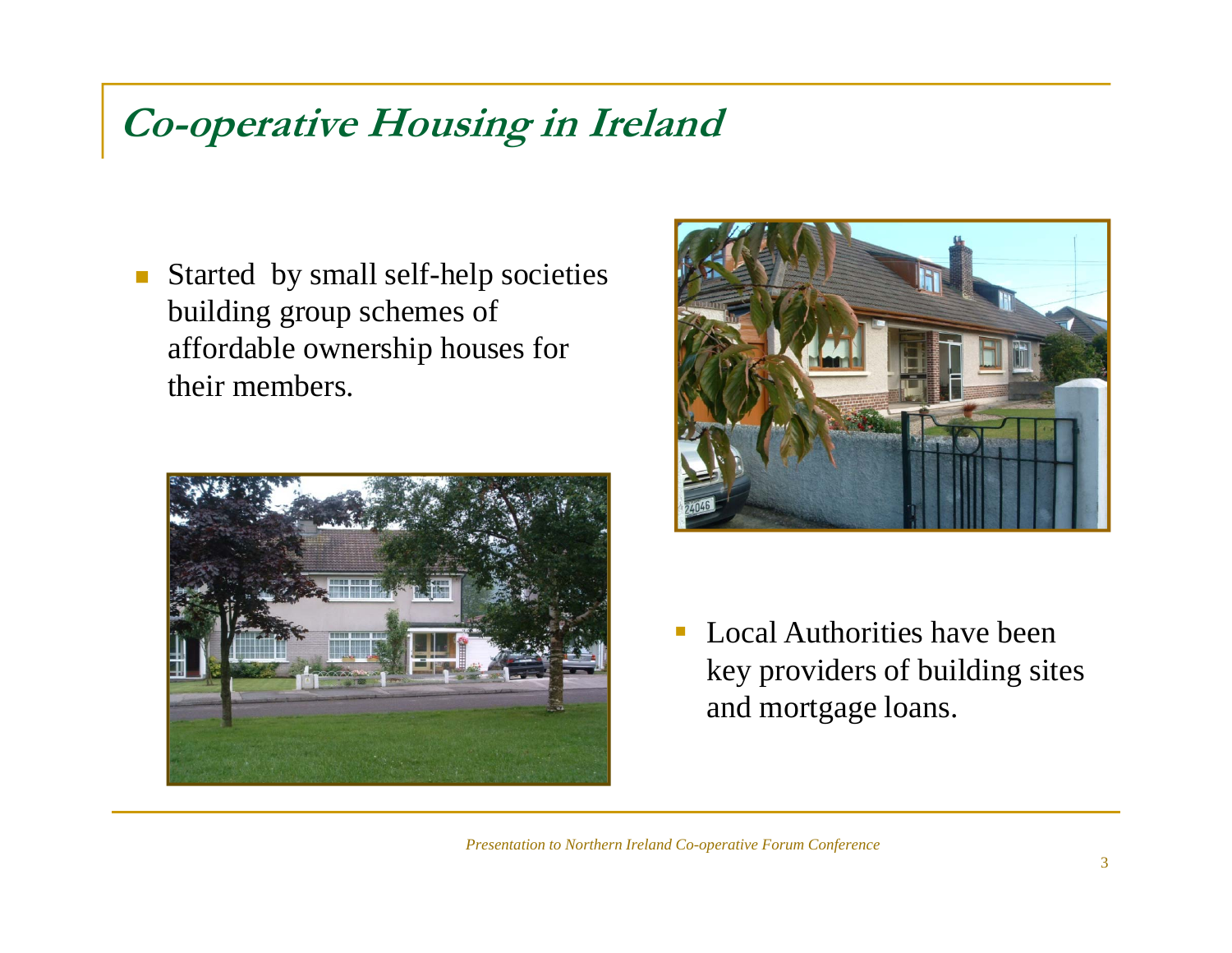# Co-operative Housing in Ireland

- Started by small self-help societies building group schemes of affordable ownership houses for their members.

- Local Authorities have been key providers of building sites and mortgage loans.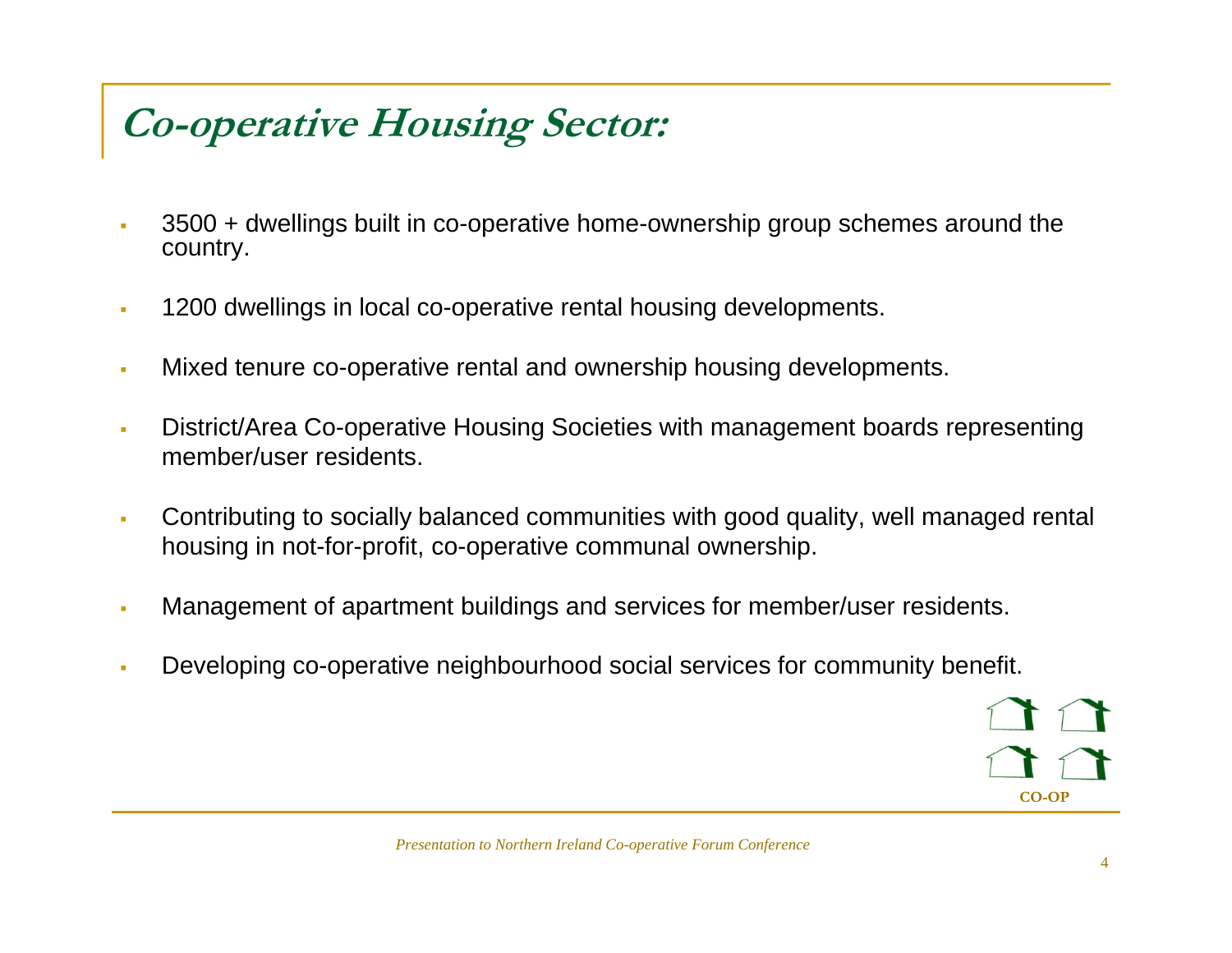# Co-operative Housing Sector:

- 3500 + dwellings built in co-operative home-ownership group schemes around the country.
- 1200 dwellings in local co-operative rental housing developments.
- Mixed tenure co-operative rental and ownership housing developments.
- District/Area Co-operative Housing Societies with management boards representing member/user residents.
- Contributing to socially balanced communities with good quality, well managed rental housing in not-for-profit, co-operative communal ownership.
- Management of apartment buildings and services for member/user residents.
- Developing co-operative neighbourhood social services for community benefit.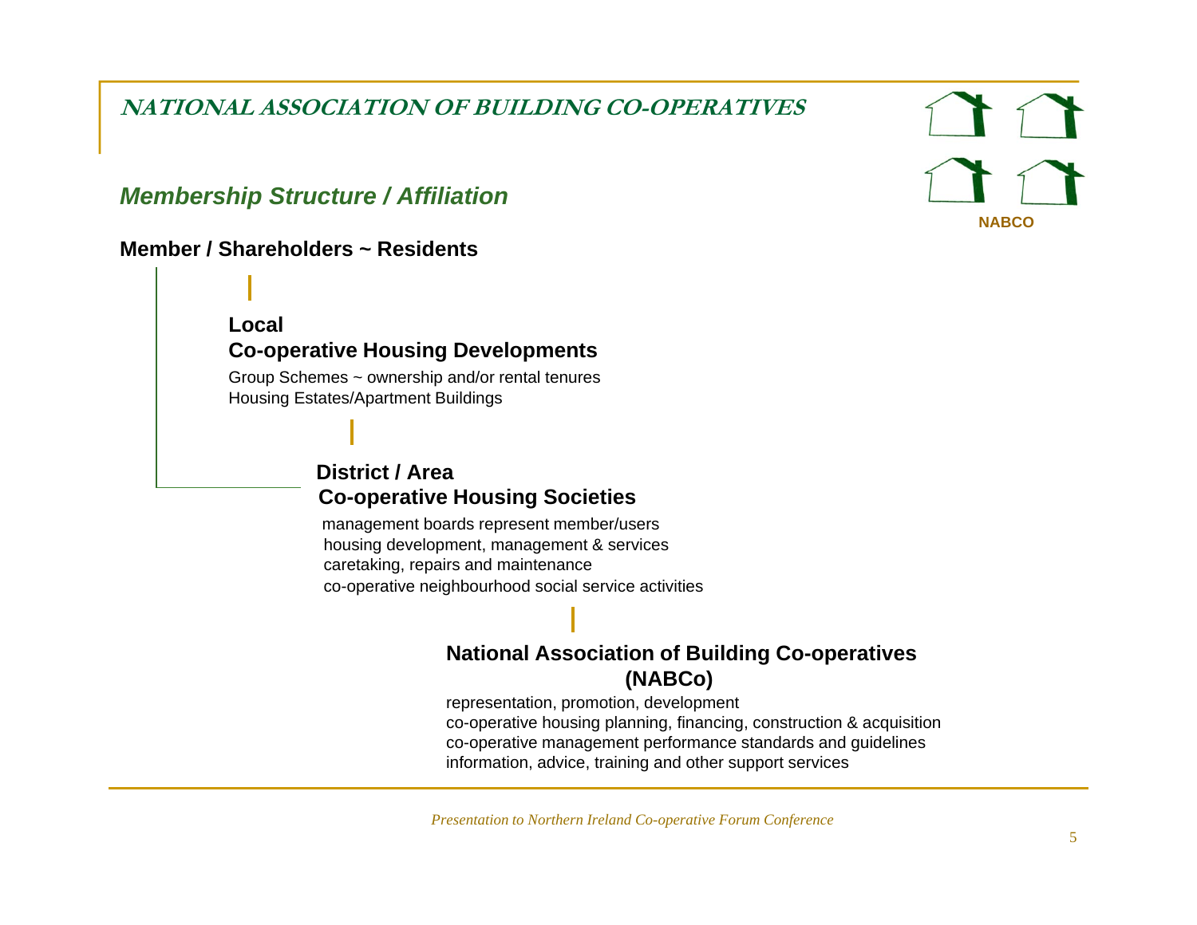# NATIONAL ASSOCIATION OF BUILDING CO-OPERATIVES

NABCO

## *Membership Structure / Affiliation*

**Member / Shareholders ~ Residents**

**Local**
**Co-operative Housing Developments**

Group Schemes ~ ownership and/or rental tenures
Housing Estates/Apartment Buildings

**District / Area**
**Co-operative Housing Societies**

management boards represent member/users
housing development, management & services
caretaking, repairs and maintenance
co-operative neighbourhood social service activities

**National Association of Building Co-operatives**
**(NABCo)**

representation, promotion, development
co-operative housing planning, financing, construction & acquisition
co-operative management performance standards and guidelines
information, advice, training and other support services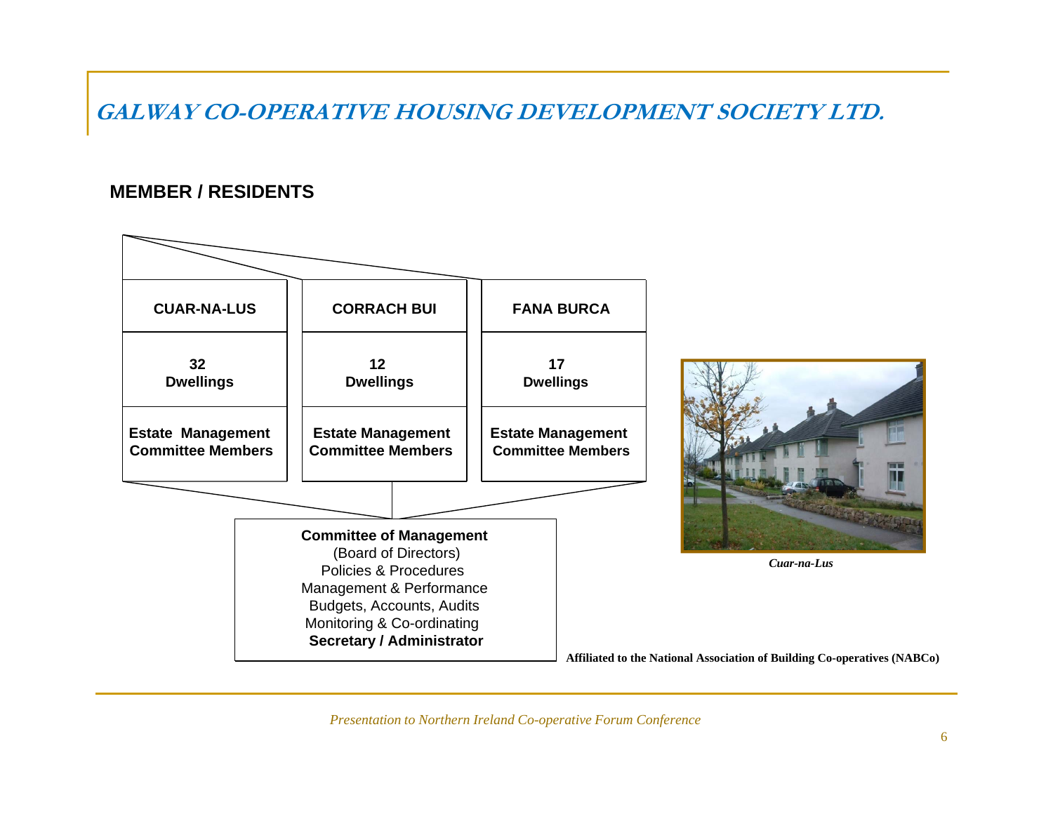# GALWAY CO-OPERATIVE HOUSING DEVELOPMENT SOCIETY LTD.

## MEMBER / RESIDENTS

| CUAR-NA-LUS | CORRACH BUI | FANA BURCA |
|---|---|---|
| 32 Dwellings | 12 Dwellings | 17 Dwellings |
| Estate Management Committee Members | Estate Management Committee Members | Estate Management Committee Members |

**Committee of Management**
(Board of Directors)
Policies & Procedures
Management & Performance
Budgets, Accounts, Audits
Monitoring & Co-ordinating
**Secretary / Administrator**

*Cuar-na-Lus*

**Affiliated to the National Association of Building Co-operatives (NABCo)**

*Presentation to Northern Ireland Co-operative Forum Conference*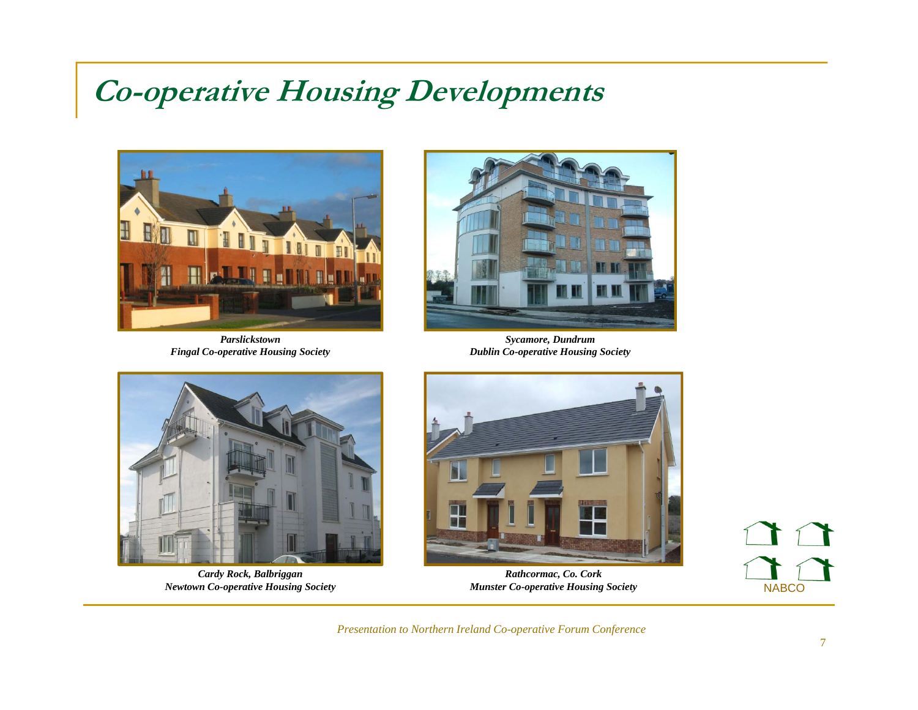# Co-operative Housing Developments

*Parslickstown*
*Fingal Co-operative Housing Society*

*Sycamore, Dundrum*
*Dublin Co-operative Housing Society*

*Cardy Rock, Balbriggan*
*Newtown Co-operative Housing Society*

*Rathcormac, Co. Cork*
*Munster Co-operative Housing Society*

NABCO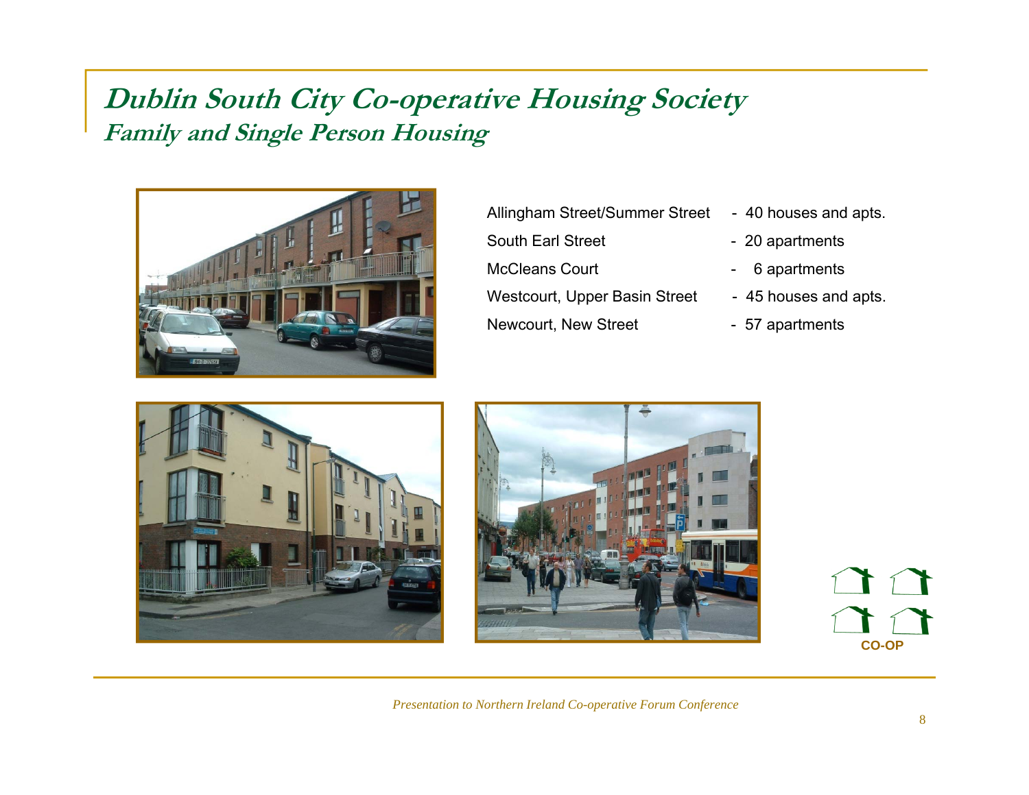# Dublin South City Co-operative Housing Society

## Family and Single Person Housing

| | |
|---|---|
| Allingham Street/Summer Street | - 40 houses and apts. |
| South Earl Street | - 20 apartments |
| McCleans Court | - 6 apartments |
| Westcourt, Upper Basin Street | - 45 houses and apts. |
| Newcourt, New Street | - 57 apartments |

CO-OP

*Presentation to Northern Ireland Co-operative Forum Conference*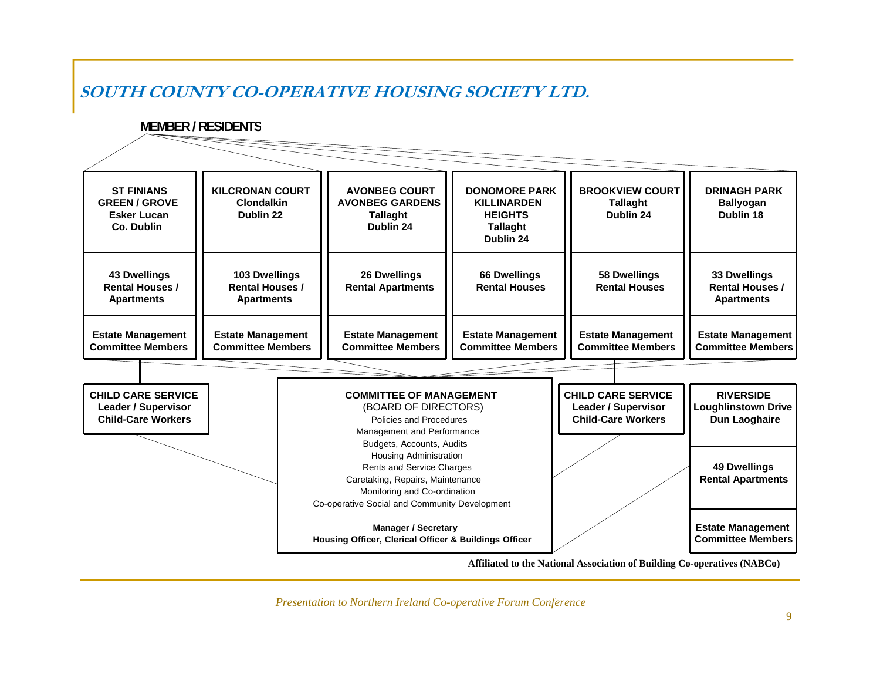# SOUTH COUNTY CO-OPERATIVE HOUSING SOCIETY LTD.

**MEMBER / RESIDENTS**

| ST FINIANS GREEN / GROVE Esker Lucan Co. Dublin | KILCRONAN COURT Clondalkin Dublin 22 | AVONBEG COURT AVONBEG GARDENS Tallaght Dublin 24 | DONOMORE PARK KILLINARDEN HEIGHTS Tallaght Dublin 24 | BROOKVIEW COURT Tallaght Dublin 24 | DRINAGH PARK Ballyogan Dublin 18 |
|---|---|---|---|---|---|
| 43 Dwellings Rental Houses / Apartments | 103 Dwellings Rental Houses / Apartments | 26 Dwellings Rental Apartments | 66 Dwellings Rental Houses | 58 Dwellings Rental Houses | 33 Dwellings Rental Houses / Apartments |
| Estate Management Committee Members | Estate Management Committee Members | Estate Management Committee Members | Estate Management Committee Members | Estate Management Committee Members | Estate Management Committee Members |

**CHILD CARE SERVICE**
**Leader / Supervisor**
**Child-Care Workers**

**COMMITTEE OF MANAGEMENT**
(BOARD OF DIRECTORS)
Policies and Procedures
Management and Performance
Budgets, Accounts, Audits
Housing Administration
Rents and Service Charges
Caretaking, Repairs, Maintenance
Monitoring and Co-ordination
Co-operative Social and Community Development

**Manager / Secretary**
**Housing Officer, Clerical Officer & Buildings Officer**

**CHILD CARE SERVICE**
**Leader / Supervisor**
**Child-Care Workers**

| RIVERSIDE Loughlinstown Drive Dun Laoghaire |
|---|
| 49 Dwellings Rental Apartments |
| Estate Management Committee Members |

**Affiliated to the National Association of Building Co-operatives (NABCo)**

*Presentation to Northern Ireland Co-operative Forum Conference*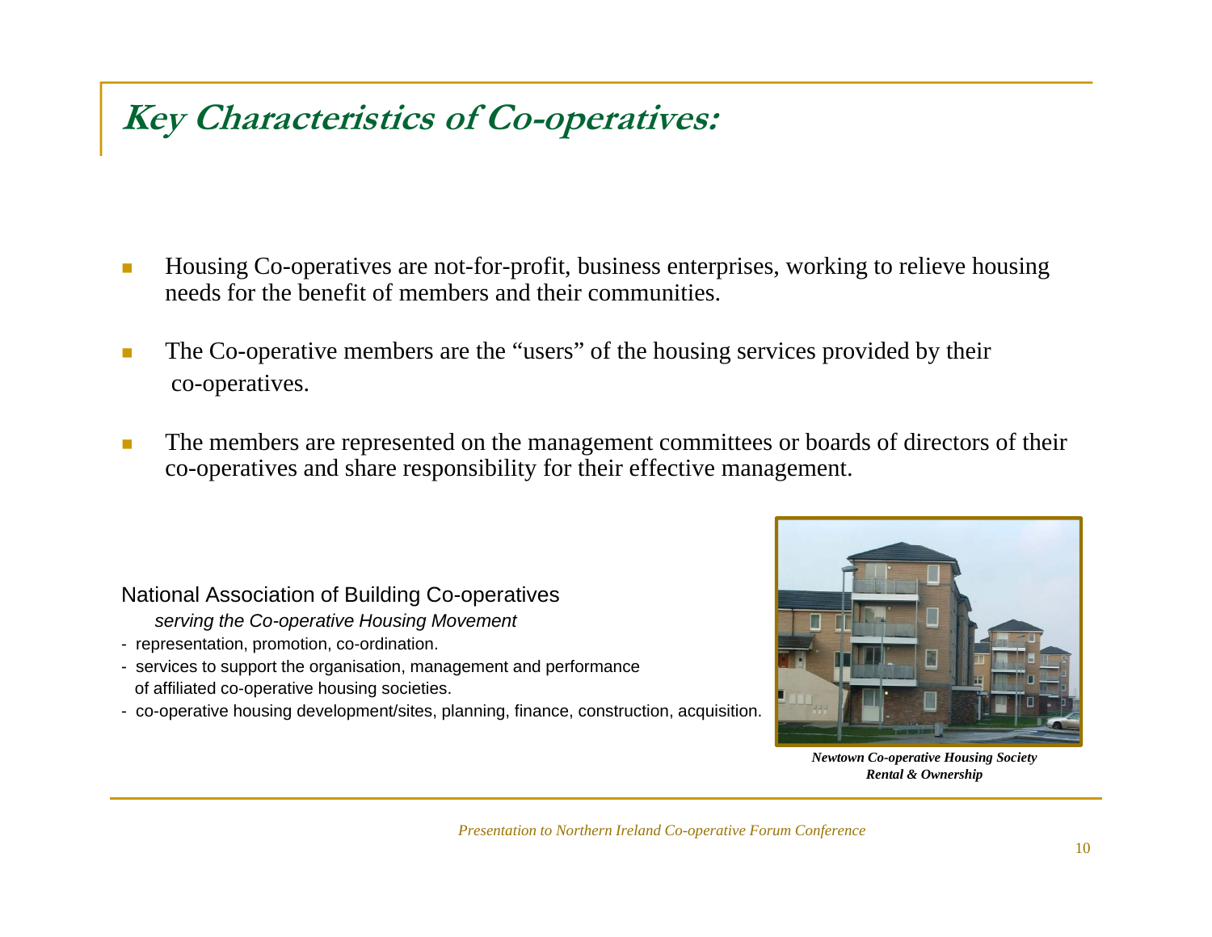# Key Characteristics of Co-operatives:

- Housing Co-operatives are not-for-profit, business enterprises, working to relieve housing needs for the benefit of members and their communities.
- The Co-operative members are the "users" of the housing services provided by their co-operatives.
- The members are represented on the management committees or boards of directors of their co-operatives and share responsibility for their effective management.

National Association of Building Co-operatives

*serving the Co-operative Housing Movement*

- representation, promotion, co-ordination.
- services to support the organisation, management and performance of affiliated co-operative housing societies.
- co-operative housing development/sites, planning, finance, construction, acquisition.

***Newtown Co-operative Housing Society***
***Rental & Ownership***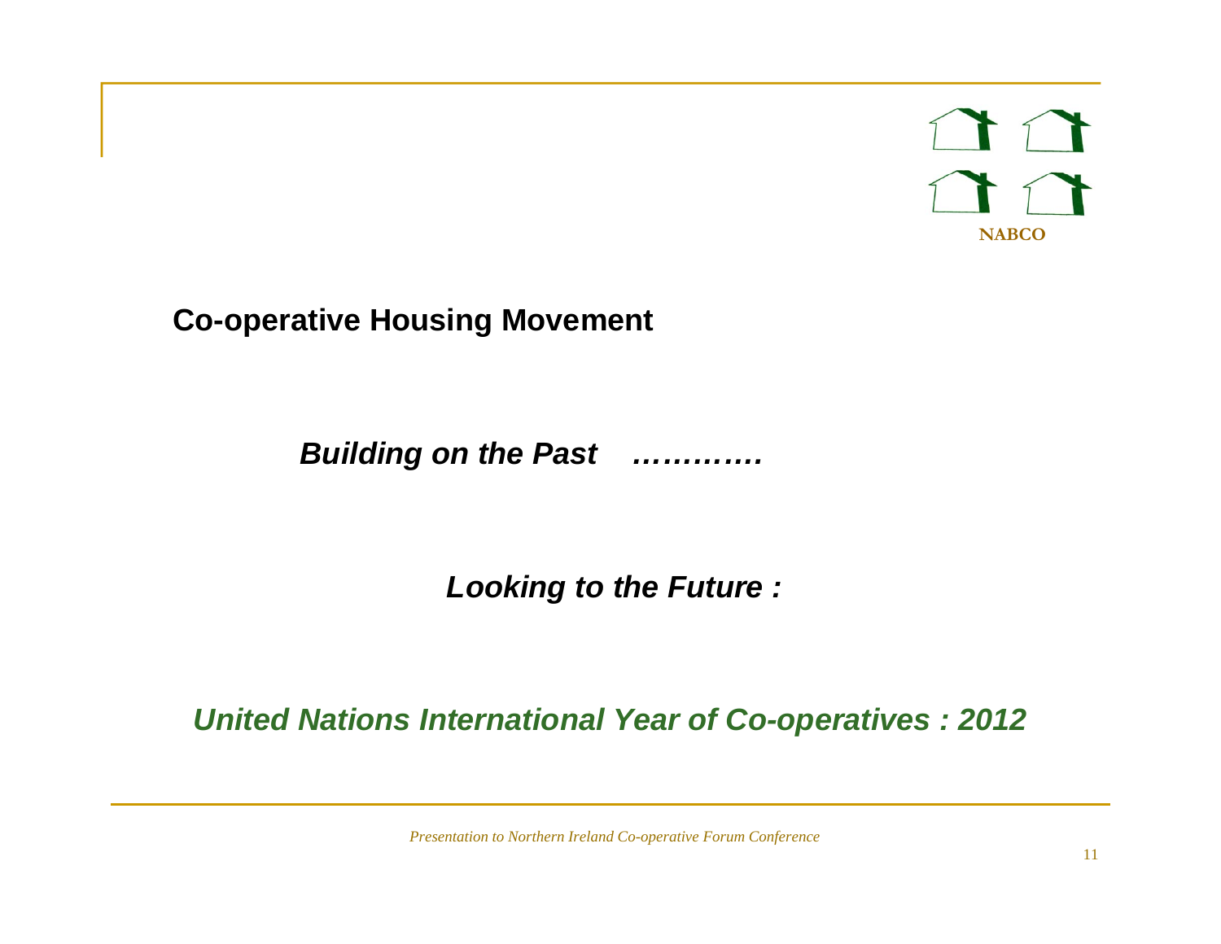NABCO

**Co-operative Housing Movement**

***Building on the Past …………***

***Looking to the Future :***

***United Nations International Year of Co-operatives : 2012***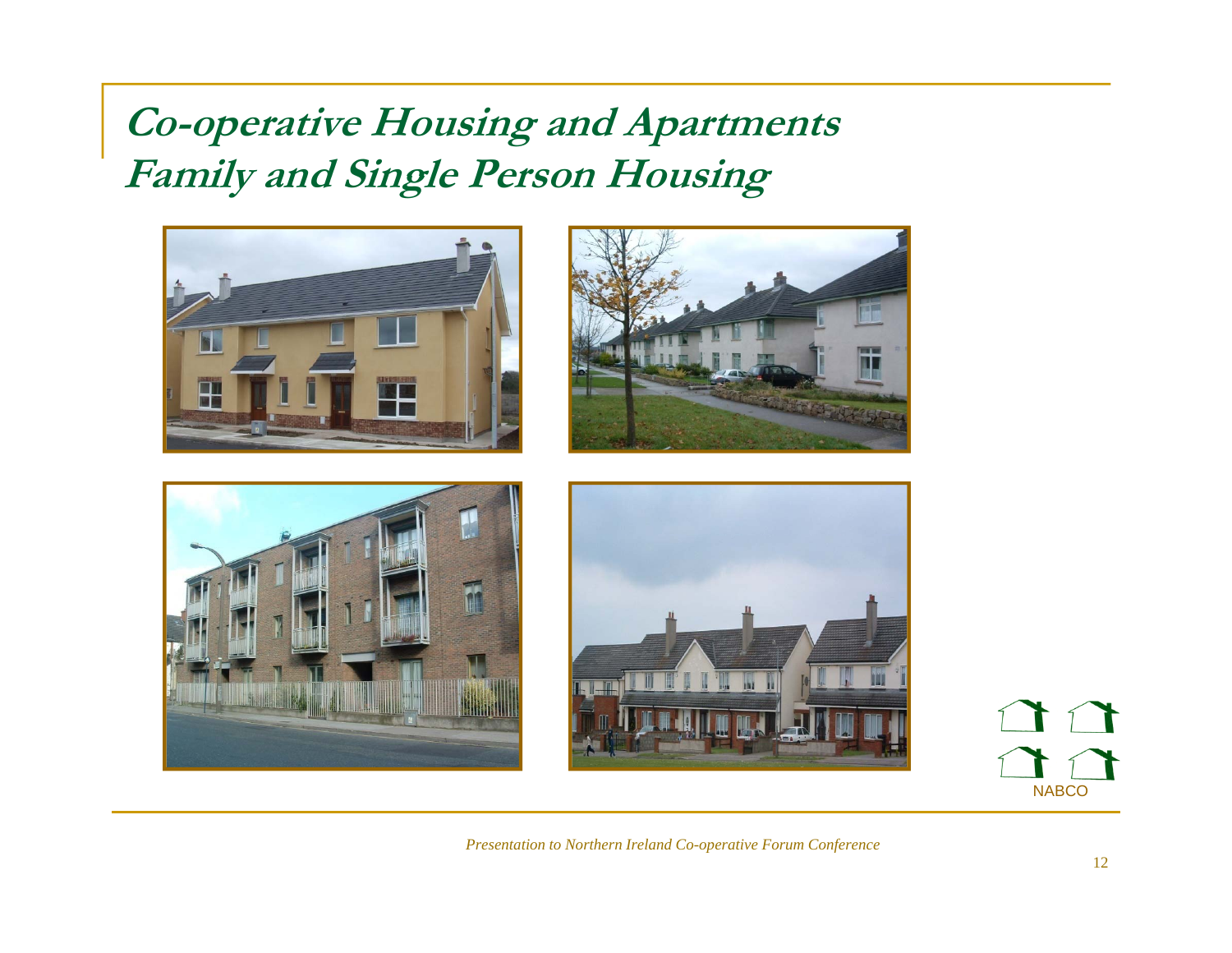# *Co-operative Housing and Apartments*
# *Family and Single Person Housing*

NABCO